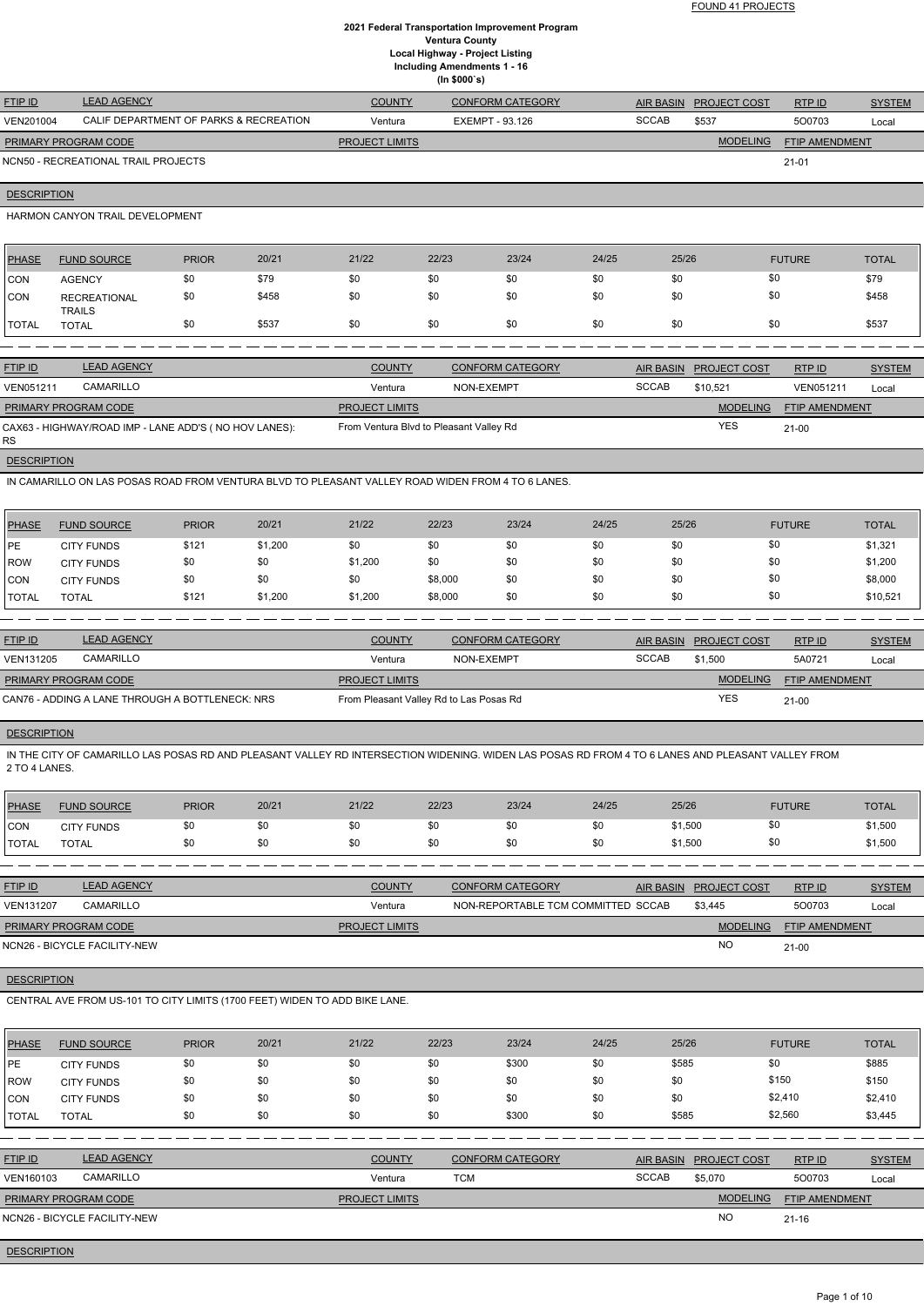FOUND 41 PROJECTS

**2021 Federal Transportation Improvement Program**
**Ventura County**
**Local Highway - Project Listing**
**Including Amendments 1 - 16**
**(In $000`s)**

| FTIP ID | LEAD AGENCY | COUNTY | CONFORM CATEGORY | AIR BASIN | PROJECT COST | RTP ID | SYSTEM |
|---|---|---|---|---|---|---|---|
| VEN201004 | CALIF DEPARTMENT OF PARKS & RECREATION | Ventura | EXEMPT - 93.126 | SCCAB | $537 | 5O0703 | Local |

| PRIMARY PROGRAM CODE | PROJECT LIMITS | MODELING | FTIP AMENDMENT |
|---|---|---|---|
| NCN50 - RECREATIONAL TRAIL PROJECTS | | | 21-01 |

DESCRIPTION

HARMON CANYON TRAIL DEVELOPMENT

| PHASE | FUND SOURCE | PRIOR | 20/21 | 21/22 | 22/23 | 23/24 | 24/25 | 25/26 | FUTURE | TOTAL |
|---|---|---|---|---|---|---|---|---|---|---|
| CON | AGENCY | $0 | $79 | $0 | $0 | $0 | $0 | $0 | $0 | $79 |
| CON | RECREATIONAL TRAILS | $0 | $458 | $0 | $0 | $0 | $0 | $0 | $0 | $458 |
| TOTAL | TOTAL | $0 | $537 | $0 | $0 | $0 | $0 | $0 | $0 | $537 |

| FTIP ID | LEAD AGENCY | COUNTY | CONFORM CATEGORY | AIR BASIN | PROJECT COST | RTP ID | SYSTEM |
|---|---|---|---|---|---|---|---|
| VEN051211 | CAMARILLO | Ventura | NON-EXEMPT | SCCAB | $10,521 | VEN051211 | Local |

| PRIMARY PROGRAM CODE | PROJECT LIMITS | MODELING | FTIP AMENDMENT |
|---|---|---|---|
| CAX63 - HIGHWAY/ROAD IMP - LANE ADD'S ( NO HOV LANES): RS | From Ventura Blvd to Pleasant Valley Rd | YES | 21-00 |

DESCRIPTION

IN CAMARILLO ON LAS POSAS ROAD FROM VENTURA BLVD TO PLEASANT VALLEY ROAD WIDEN FROM 4 TO 6 LANES.

| PHASE | FUND SOURCE | PRIOR | 20/21 | 21/22 | 22/23 | 23/24 | 24/25 | 25/26 | FUTURE | TOTAL |
|---|---|---|---|---|---|---|---|---|---|---|
| PE | CITY FUNDS | $121 | $1,200 | $0 | $0 | $0 | $0 | $0 | $0 | $1,321 |
| ROW | CITY FUNDS | $0 | $0 | $1,200 | $0 | $0 | $0 | $0 | $0 | $1,200 |
| CON | CITY FUNDS | $0 | $0 | $0 | $8,000 | $0 | $0 | $0 | $0 | $8,000 |
| TOTAL | TOTAL | $121 | $1,200 | $1,200 | $8,000 | $0 | $0 | $0 | $0 | $10,521 |

| FTIP ID | LEAD AGENCY | COUNTY | CONFORM CATEGORY | AIR BASIN | PROJECT COST | RTP ID | SYSTEM |
|---|---|---|---|---|---|---|---|
| VEN131205 | CAMARILLO | Ventura | NON-EXEMPT | SCCAB | $1,500 | 5A0721 | Local |

| PRIMARY PROGRAM CODE | PROJECT LIMITS | MODELING | FTIP AMENDMENT |
|---|---|---|---|
| CAN76 - ADDING A LANE THROUGH A BOTTLENECK: NRS | From Pleasant Valley Rd to Las Posas Rd | YES | 21-00 |

DESCRIPTION

IN THE CITY OF CAMARILLO LAS POSAS RD AND PLEASANT VALLEY RD INTERSECTION WIDENING. WIDEN LAS POSAS RD FROM 4 TO 6 LANES AND PLEASANT VALLEY FROM 2 TO 4 LANES.

| PHASE | FUND SOURCE | PRIOR | 20/21 | 21/22 | 22/23 | 23/24 | 24/25 | 25/26 | FUTURE | TOTAL |
|---|---|---|---|---|---|---|---|---|---|---|
| CON | CITY FUNDS | $0 | $0 | $0 | $0 | $0 | $0 | $1,500 | $0 | $1,500 |
| TOTAL | TOTAL | $0 | $0 | $0 | $0 | $0 | $0 | $1,500 | $0 | $1,500 |

| FTIP ID | LEAD AGENCY | COUNTY | CONFORM CATEGORY | AIR BASIN | PROJECT COST | RTP ID | SYSTEM |
|---|---|---|---|---|---|---|---|
| VEN131207 | CAMARILLO | Ventura | NON-REPORTABLE TCM COMMITTED | SCCAB | $3,445 | 5O0703 | Local |

| PRIMARY PROGRAM CODE | PROJECT LIMITS | MODELING | FTIP AMENDMENT |
|---|---|---|---|
| NCN26 - BICYCLE FACILITY-NEW | | NO | 21-00 |

DESCRIPTION

CENTRAL AVE FROM US-101 TO CITY LIMITS (1700 FEET) WIDEN TO ADD BIKE LANE.

| PHASE | FUND SOURCE | PRIOR | 20/21 | 21/22 | 22/23 | 23/24 | 24/25 | 25/26 | FUTURE | TOTAL |
|---|---|---|---|---|---|---|---|---|---|---|
| PE | CITY FUNDS | $0 | $0 | $0 | $0 | $300 | $0 | $585 | $0 | $885 |
| ROW | CITY FUNDS | $0 | $0 | $0 | $0 | $0 | $0 | $0 | $150 | $150 |
| CON | CITY FUNDS | $0 | $0 | $0 | $0 | $0 | $0 | $0 | $2,410 | $2,410 |
| TOTAL | TOTAL | $0 | $0 | $0 | $0 | $300 | $0 | $585 | $2,560 | $3,445 |

| FTIP ID | LEAD AGENCY | COUNTY | CONFORM CATEGORY | AIR BASIN | PROJECT COST | RTP ID | SYSTEM |
|---|---|---|---|---|---|---|---|
| VEN160103 | CAMARILLO | Ventura | TCM | SCCAB | $5,070 | 5O0703 | Local |

| PRIMARY PROGRAM CODE | PROJECT LIMITS | MODELING | FTIP AMENDMENT |
|---|---|---|---|
| NCN26 - BICYCLE FACILITY-NEW | | NO | 21-16 |

DESCRIPTION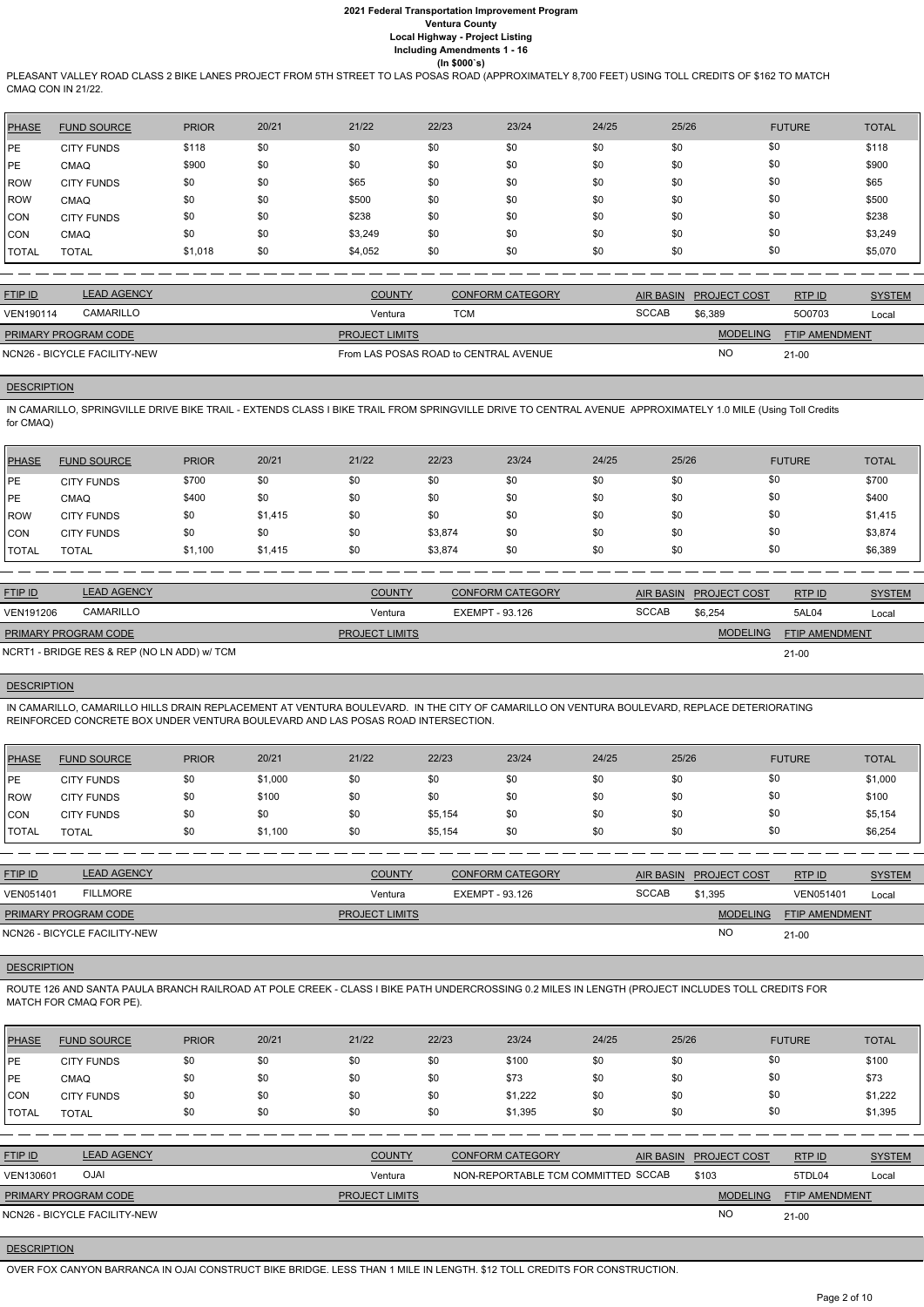PLEASANT VALLEY ROAD CLASS 2 BIKE LANES PROJECT FROM 5TH STREET TO LAS POSAS ROAD (APPROXIMATELY 8,700 FEET) USING TOLL CREDITS OF $162 TO MATCH CMAQ CON IN 21/22.

| PHASE | FUND SOURCE | PRIOR | 20/21 | 21/22 | 22/23 | 23/24 | 24/25 | 25/26 | FUTURE | TOTAL |
|---|---|---|---|---|---|---|---|---|---|---|
| PE | CITY FUNDS | $118 | $0 | $0 | $0 | $0 | $0 | $0 | $0 | $118 |
| PE | CMAQ | $900 | $0 | $0 | $0 | $0 | $0 | $0 | $0 | $900 |
| ROW | CITY FUNDS | $0 | $0 | $65 | $0 | $0 | $0 | $0 | $0 | $65 |
| ROW | CMAQ | $0 | $0 | $500 | $0 | $0 | $0 | $0 | $0 | $500 |
| CON | CITY FUNDS | $0 | $0 | $238 | $0 | $0 | $0 | $0 | $0 | $238 |
| CON | CMAQ | $0 | $0 | $3,249 | $0 | $0 | $0 | $0 | $0 | $3,249 |
| TOTAL | TOTAL | $1,018 | $0 | $4,052 | $0 | $0 | $0 | $0 | $0 | $5,070 |

| FTIP ID | LEAD AGENCY | COUNTY | CONFORM CATEGORY | AIR BASIN | PROJECT COST | RTP ID | SYSTEM |
|---|---|---|---|---|---|---|---|
| VEN190114 | CAMARILLO | Ventura | TCM | SCCAB | $6,389 | 5O0703 | Local |

| PRIMARY PROGRAM CODE | PROJECT LIMITS | MODELING | FTIP AMENDMENT |
|---|---|---|---|
| NCN26 - BICYCLE FACILITY-NEW | From LAS POSAS ROAD to CENTRAL AVENUE | NO | 21-00 |

**DESCRIPTION**

IN CAMARILLO, SPRINGVILLE DRIVE BIKE TRAIL - EXTENDS CLASS I BIKE TRAIL FROM SPRINGVILLE DRIVE TO CENTRAL AVENUE APPROXIMATELY 1.0 MILE (Using Toll Credits for CMAQ)

| PHASE | FUND SOURCE | PRIOR | 20/21 | 21/22 | 22/23 | 23/24 | 24/25 | 25/26 | FUTURE | TOTAL |
|---|---|---|---|---|---|---|---|---|---|---|
| PE | CITY FUNDS | $700 | $0 | $0 | $0 | $0 | $0 | $0 | $0 | $700 |
| PE | CMAQ | $400 | $0 | $0 | $0 | $0 | $0 | $0 | $0 | $400 |
| ROW | CITY FUNDS | $0 | $1,415 | $0 | $0 | $0 | $0 | $0 | $0 | $1,415 |
| CON | CITY FUNDS | $0 | $0 | $0 | $3,874 | $0 | $0 | $0 | $0 | $3,874 |
| TOTAL | TOTAL | $1,100 | $1,415 | $0 | $3,874 | $0 | $0 | $0 | $0 | $6,389 |

| FTIP ID | LEAD AGENCY | COUNTY | CONFORM CATEGORY | AIR BASIN | PROJECT COST | RTP ID | SYSTEM |
|---|---|---|---|---|---|---|---|
| VEN191206 | CAMARILLO | Ventura | EXEMPT - 93.126 | SCCAB | $6,254 | 5AL04 | Local |

| PRIMARY PROGRAM CODE | PROJECT LIMITS | MODELING | FTIP AMENDMENT |
|---|---|---|---|
| NCRT1 - BRIDGE RES & REP (NO LN ADD) w/ TCM | | | 21-00 |

**DESCRIPTION**

IN CAMARILLO, CAMARILLO HILLS DRAIN REPLACEMENT AT VENTURA BOULEVARD. IN THE CITY OF CAMARILLO ON VENTURA BOULEVARD, REPLACE DETERIORATING REINFORCED CONCRETE BOX UNDER VENTURA BOULEVARD AND LAS POSAS ROAD INTERSECTION.

| PHASE | FUND SOURCE | PRIOR | 20/21 | 21/22 | 22/23 | 23/24 | 24/25 | 25/26 | FUTURE | TOTAL |
|---|---|---|---|---|---|---|---|---|---|---|
| PE | CITY FUNDS | $0 | $1,000 | $0 | $0 | $0 | $0 | $0 | $0 | $1,000 |
| ROW | CITY FUNDS | $0 | $100 | $0 | $0 | $0 | $0 | $0 | $0 | $100 |
| CON | CITY FUNDS | $0 | $0 | $0 | $5,154 | $0 | $0 | $0 | $0 | $5,154 |
| TOTAL | TOTAL | $0 | $1,100 | $0 | $5,154 | $0 | $0 | $0 | $0 | $6,254 |

| FTIP ID | LEAD AGENCY | COUNTY | CONFORM CATEGORY | AIR BASIN | PROJECT COST | RTP ID | SYSTEM |
|---|---|---|---|---|---|---|---|
| VEN051401 | FILLMORE | Ventura | EXEMPT - 93.126 | SCCAB | $1,395 | VEN051401 | Local |

| PRIMARY PROGRAM CODE | PROJECT LIMITS | MODELING | FTIP AMENDMENT |
|---|---|---|---|
| NCN26 - BICYCLE FACILITY-NEW | | NO | 21-00 |

**DESCRIPTION**

ROUTE 126 AND SANTA PAULA BRANCH RAILROAD AT POLE CREEK - CLASS I BIKE PATH UNDERCROSSING 0.2 MILES IN LENGTH (PROJECT INCLUDES TOLL CREDITS FOR MATCH FOR CMAQ FOR PE).

| PHASE | FUND SOURCE | PRIOR | 20/21 | 21/22 | 22/23 | 23/24 | 24/25 | 25/26 | FUTURE | TOTAL |
|---|---|---|---|---|---|---|---|---|---|---|
| PE | CITY FUNDS | $0 | $0 | $0 | $0 | $100 | $0 | $0 | $0 | $100 |
| PE | CMAQ | $0 | $0 | $0 | $0 | $73 | $0 | $0 | $0 | $73 |
| CON | CITY FUNDS | $0 | $0 | $0 | $0 | $1,222 | $0 | $0 | $0 | $1,222 |
| TOTAL | TOTAL | $0 | $0 | $0 | $0 | $1,395 | $0 | $0 | $0 | $1,395 |

| FTIP ID | LEAD AGENCY | COUNTY | CONFORM CATEGORY | AIR BASIN | PROJECT COST | RTP ID | SYSTEM |
|---|---|---|---|---|---|---|---|
| VEN130601 | OJAI | Ventura | NON-REPORTABLE TCM COMMITTED | SCCAB | $103 | 5TDL04 | Local |

| PRIMARY PROGRAM CODE | PROJECT LIMITS | MODELING | FTIP AMENDMENT |
|---|---|---|---|
| NCN26 - BICYCLE FACILITY-NEW | | NO | 21-00 |

**DESCRIPTION**

OVER FOX CANYON BARRANCA IN OJAI CONSTRUCT BIKE BRIDGE. LESS THAN 1 MILE IN LENGTH. $12 TOLL CREDITS FOR CONSTRUCTION.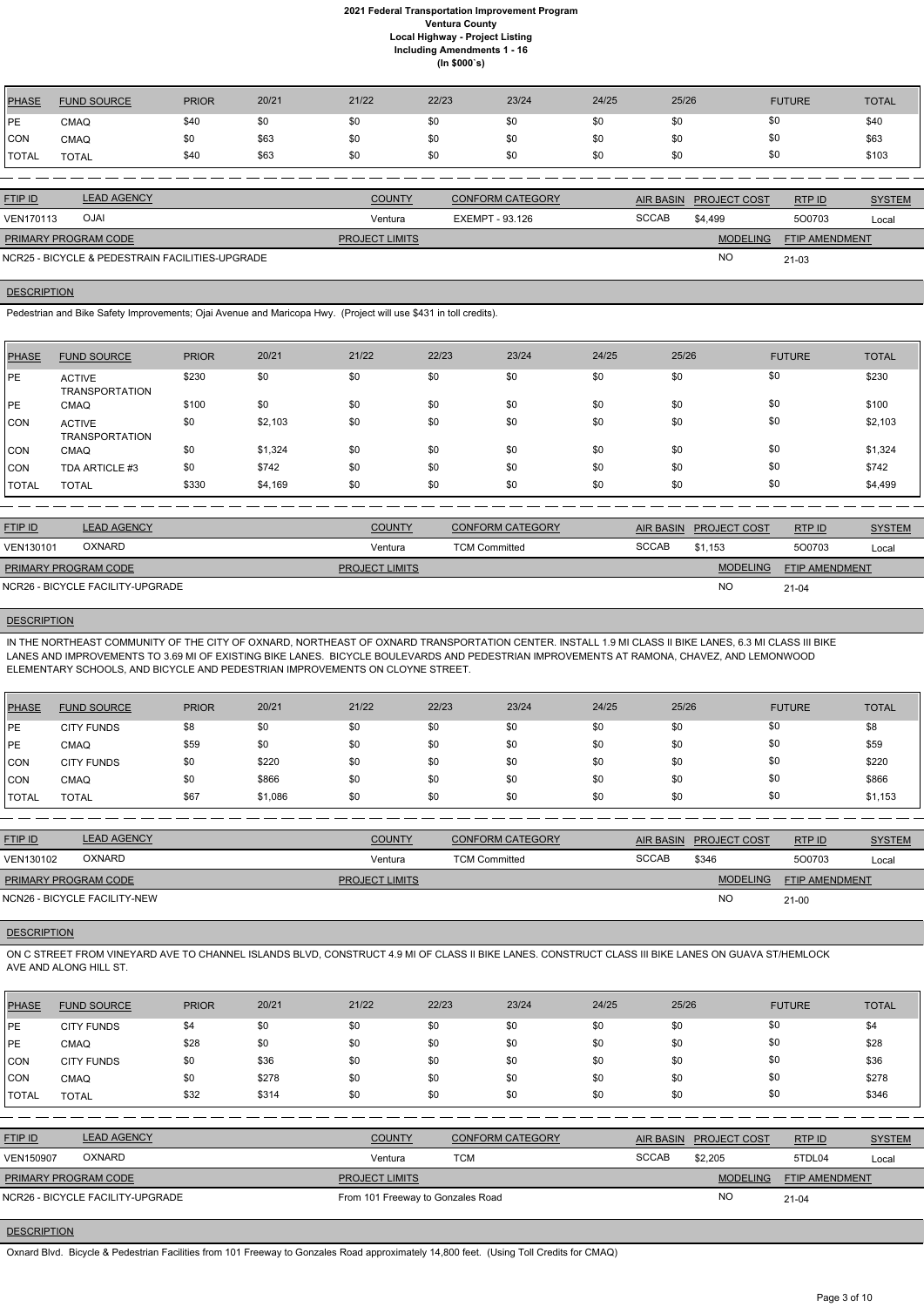# 2021 Federal Transportation Improvement Program
## Ventura County
### Local Highway - Project Listing
### Including Amendments 1 - 16
### (In $000`s)

| PHASE | FUND SOURCE | PRIOR | 20/21 | 21/22 | 22/23 | 23/24 | 24/25 | 25/26 | FUTURE | TOTAL |
|---|---|---|---|---|---|---|---|---|---|---|
| PE | CMAQ | $40 | $0 | $0 | $0 | $0 | $0 | $0 | $0 | $40 |
| CON | CMAQ | $0 | $63 | $0 | $0 | $0 | $0 | $0 | $0 | $63 |
| TOTAL | TOTAL | $40 | $63 | $0 | $0 | $0 | $0 | $0 | $0 | $103 |

| FTIP ID | LEAD AGENCY | COUNTY | CONFORM CATEGORY | AIR BASIN | PROJECT COST | RTP ID | SYSTEM |
|---|---|---|---|---|---|---|---|
| VEN170113 | OJAI | Ventura | EXEMPT - 93.126 | SCCAB | $4,499 | 5O0703 | Local |

| PRIMARY PROGRAM CODE | PROJECT LIMITS | MODELING | FTIP AMENDMENT |
|---|---|---|---|
| NCR25 - BICYCLE & PEDESTRAIN FACILITIES-UPGRADE | | NO | 21-03 |

**DESCRIPTION**

Pedestrian and Bike Safety Improvements; Ojai Avenue and Maricopa Hwy. (Project will use $431 in toll credits).

| PHASE | FUND SOURCE | PRIOR | 20/21 | 21/22 | 22/23 | 23/24 | 24/25 | 25/26 | FUTURE | TOTAL |
|---|---|---|---|---|---|---|---|---|---|---|
| PE | ACTIVE TRANSPORTATION | $230 | $0 | $0 | $0 | $0 | $0 | $0 | $0 | $230 |
| PE | CMAQ | $100 | $0 | $0 | $0 | $0 | $0 | $0 | $0 | $100 |
| CON | ACTIVE TRANSPORTATION | $0 | $2,103 | $0 | $0 | $0 | $0 | $0 | $0 | $2,103 |
| CON | CMAQ | $0 | $1,324 | $0 | $0 | $0 | $0 | $0 | $0 | $1,324 |
| CON | TDA ARTICLE #3 | $0 | $742 | $0 | $0 | $0 | $0 | $0 | $0 | $742 |
| TOTAL | TOTAL | $330 | $4,169 | $0 | $0 | $0 | $0 | $0 | $0 | $4,499 |

| FTIP ID | LEAD AGENCY | COUNTY | CONFORM CATEGORY | AIR BASIN | PROJECT COST | RTP ID | SYSTEM |
|---|---|---|---|---|---|---|---|
| VEN130101 | OXNARD | Ventura | TCM Committed | SCCAB | $1,153 | 5O0703 | Local |

| PRIMARY PROGRAM CODE | PROJECT LIMITS | MODELING | FTIP AMENDMENT |
|---|---|---|---|
| NCR26 - BICYCLE FACILITY-UPGRADE | | NO | 21-04 |

**DESCRIPTION**

IN THE NORTHEAST COMMUNITY OF THE CITY OF OXNARD, NORTHEAST OF OXNARD TRANSPORTATION CENTER. INSTALL 1.9 MI CLASS II BIKE LANES, 6.3 MI CLASS III BIKE LANES AND IMPROVEMENTS TO 3.69 MI OF EXISTING BIKE LANES. BICYCLE BOULEVARDS AND PEDESTRIAN IMPROVEMENTS AT RAMONA, CHAVEZ, AND LEMONWOOD ELEMENTARY SCHOOLS, AND BICYCLE AND PEDESTRIAN IMPROVEMENTS ON CLOYNE STREET.

| PHASE | FUND SOURCE | PRIOR | 20/21 | 21/22 | 22/23 | 23/24 | 24/25 | 25/26 | FUTURE | TOTAL |
|---|---|---|---|---|---|---|---|---|---|---|
| PE | CITY FUNDS | $8 | $0 | $0 | $0 | $0 | $0 | $0 | $0 | $8 |
| PE | CMAQ | $59 | $0 | $0 | $0 | $0 | $0 | $0 | $0 | $59 |
| CON | CITY FUNDS | $0 | $220 | $0 | $0 | $0 | $0 | $0 | $0 | $220 |
| CON | CMAQ | $0 | $866 | $0 | $0 | $0 | $0 | $0 | $0 | $866 |
| TOTAL | TOTAL | $67 | $1,086 | $0 | $0 | $0 | $0 | $0 | $0 | $1,153 |

| FTIP ID | LEAD AGENCY | COUNTY | CONFORM CATEGORY | AIR BASIN | PROJECT COST | RTP ID | SYSTEM |
|---|---|---|---|---|---|---|---|
| VEN130102 | OXNARD | Ventura | TCM Committed | SCCAB | $346 | 5O0703 | Local |

| PRIMARY PROGRAM CODE | PROJECT LIMITS | MODELING | FTIP AMENDMENT |
|---|---|---|---|
| NCN26 - BICYCLE FACILITY-NEW | | NO | 21-00 |

**DESCRIPTION**

ON C STREET FROM VINEYARD AVE TO CHANNEL ISLANDS BLVD, CONSTRUCT 4.9 MI OF CLASS II BIKE LANES. CONSTRUCT CLASS III BIKE LANES ON GUAVA ST/HEMLOCK AVE AND ALONG HILL ST.

| PHASE | FUND SOURCE | PRIOR | 20/21 | 21/22 | 22/23 | 23/24 | 24/25 | 25/26 | FUTURE | TOTAL |
|---|---|---|---|---|---|---|---|---|---|---|
| PE | CITY FUNDS | $4 | $0 | $0 | $0 | $0 | $0 | $0 | $0 | $4 |
| PE | CMAQ | $28 | $0 | $0 | $0 | $0 | $0 | $0 | $0 | $28 |
| CON | CITY FUNDS | $0 | $36 | $0 | $0 | $0 | $0 | $0 | $0 | $36 |
| CON | CMAQ | $0 | $278 | $0 | $0 | $0 | $0 | $0 | $0 | $278 |
| TOTAL | TOTAL | $32 | $314 | $0 | $0 | $0 | $0 | $0 | $0 | $346 |

| FTIP ID | LEAD AGENCY | COUNTY | CONFORM CATEGORY | AIR BASIN | PROJECT COST | RTP ID | SYSTEM |
|---|---|---|---|---|---|---|---|
| VEN150907 | OXNARD | Ventura | TCM | SCCAB | $2,205 | 5TDL04 | Local |

| PRIMARY PROGRAM CODE | PROJECT LIMITS | MODELING | FTIP AMENDMENT |
|---|---|---|---|
| NCR26 - BICYCLE FACILITY-UPGRADE | From 101 Freeway to Gonzales Road | NO | 21-04 |

**DESCRIPTION**

Oxnard Blvd. Bicycle & Pedestrian Facilities from 101 Freeway to Gonzales Road approximately 14,800 feet. (Using Toll Credits for CMAQ)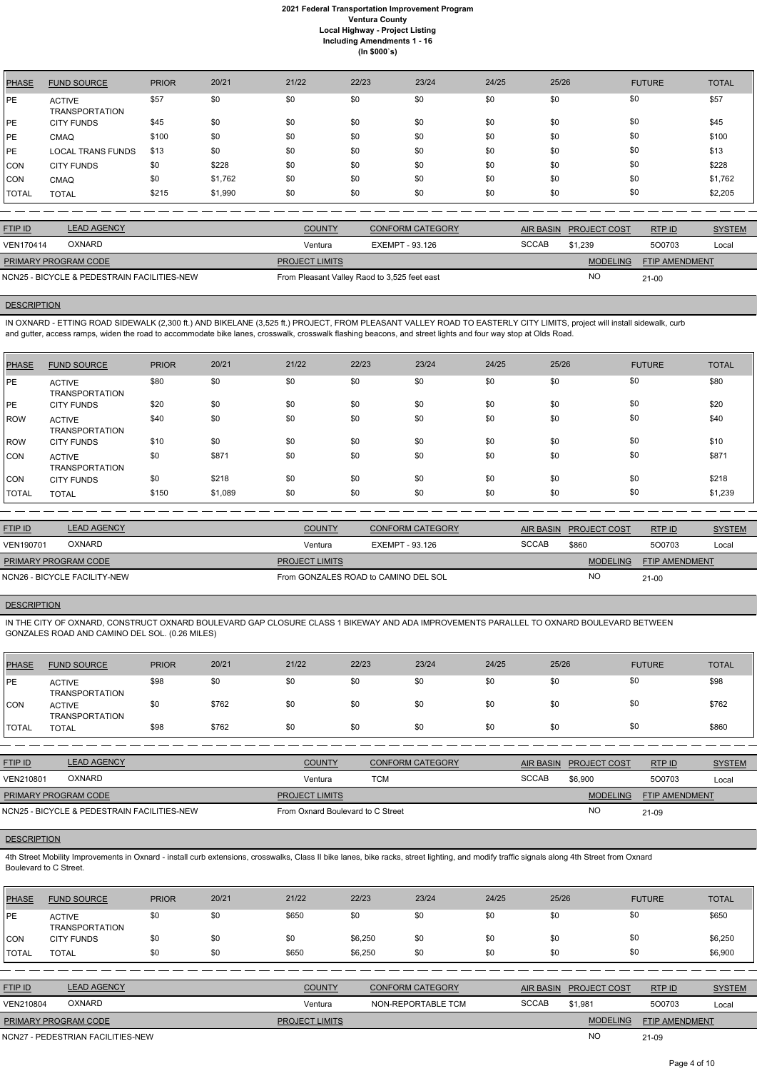# 2021 Federal Transportation Improvement Program
## Ventura County
### Local Highway - Project Listing
### Including Amendments 1 - 16
### (In $000`s)

| PHASE | FUND SOURCE | PRIOR | 20/21 | 21/22 | 22/23 | 23/24 | 24/25 | 25/26 | FUTURE | TOTAL |
|---|---|---|---|---|---|---|---|---|---|---|
| PE | ACTIVE TRANSPORTATION | $57 | $0 | $0 | $0 | $0 | $0 | $0 | $0 | $57 |
| PE | CITY FUNDS | $45 | $0 | $0 | $0 | $0 | $0 | $0 | $0 | $45 |
| PE | CMAQ | $100 | $0 | $0 | $0 | $0 | $0 | $0 | $0 | $100 |
| PE | LOCAL TRANS FUNDS | $13 | $0 | $0 | $0 | $0 | $0 | $0 | $0 | $13 |
| CON | CITY FUNDS | $0 | $228 | $0 | $0 | $0 | $0 | $0 | $0 | $228 |
| CON | CMAQ | $0 | $1,762 | $0 | $0 | $0 | $0 | $0 | $0 | $1,762 |
| TOTAL | TOTAL | $215 | $1,990 | $0 | $0 | $0 | $0 | $0 | $0 | $2,205 |

| FTIP ID | LEAD AGENCY | COUNTY | CONFORM CATEGORY | AIR BASIN | PROJECT COST | RTP ID | SYSTEM |
|---|---|---|---|---|---|---|---|
| VEN170414 | OXNARD | Ventura | EXEMPT - 93.126 | SCCAB | $1,239 | 5O0703 | Local |

| PRIMARY PROGRAM CODE | PROJECT LIMITS | MODELING | FTIP AMENDMENT |
|---|---|---|---|
| NCN25 - BICYCLE & PEDESTRAIN FACILITIES-NEW | From Pleasant Valley Raod to 3,525 feet east | NO | 21-00 |

**DESCRIPTION**

IN OXNARD - ETTING ROAD SIDEWALK (2,300 ft.) AND BIKELANE (3,525 ft.) PROJECT, FROM PLEASANT VALLEY ROAD TO EASTERLY CITY LIMITS, project will install sidewalk, curb and gutter, access ramps, widen the road to accommodate bike lanes, crosswalk, crosswalk flashing beacons, and street lights and four way stop at Olds Road.

| PHASE | FUND SOURCE | PRIOR | 20/21 | 21/22 | 22/23 | 23/24 | 24/25 | 25/26 | FUTURE | TOTAL |
|---|---|---|---|---|---|---|---|---|---|---|
| PE | ACTIVE TRANSPORTATION | $80 | $0 | $0 | $0 | $0 | $0 | $0 | $0 | $80 |
| PE | CITY FUNDS | $20 | $0 | $0 | $0 | $0 | $0 | $0 | $0 | $20 |
| ROW | ACTIVE TRANSPORTATION | $40 | $0 | $0 | $0 | $0 | $0 | $0 | $0 | $40 |
| ROW | CITY FUNDS | $10 | $0 | $0 | $0 | $0 | $0 | $0 | $0 | $10 |
| CON | ACTIVE TRANSPORTATION | $0 | $871 | $0 | $0 | $0 | $0 | $0 | $0 | $871 |
| CON | CITY FUNDS | $0 | $218 | $0 | $0 | $0 | $0 | $0 | $0 | $218 |
| TOTAL | TOTAL | $150 | $1,089 | $0 | $0 | $0 | $0 | $0 | $0 | $1,239 |

| FTIP ID | LEAD AGENCY | COUNTY | CONFORM CATEGORY | AIR BASIN | PROJECT COST | RTP ID | SYSTEM |
|---|---|---|---|---|---|---|---|
| VEN190701 | OXNARD | Ventura | EXEMPT - 93.126 | SCCAB | $860 | 5O0703 | Local |

| PRIMARY PROGRAM CODE | PROJECT LIMITS | MODELING | FTIP AMENDMENT |
|---|---|---|---|
| NCN26 - BICYCLE FACILITY-NEW | From GONZALES ROAD to CAMINO DEL SOL | NO | 21-00 |

**DESCRIPTION**

IN THE CITY OF OXNARD, CONSTRUCT OXNARD BOULEVARD GAP CLOSURE CLASS 1 BIKEWAY AND ADA IMPROVEMENTS PARALLEL TO OXNARD BOULEVARD BETWEEN GONZALES ROAD AND CAMINO DEL SOL. (0.26 MILES)

| PHASE | FUND SOURCE | PRIOR | 20/21 | 21/22 | 22/23 | 23/24 | 24/25 | 25/26 | FUTURE | TOTAL |
|---|---|---|---|---|---|---|---|---|---|---|
| PE | ACTIVE TRANSPORTATION | $98 | $0 | $0 | $0 | $0 | $0 | $0 | $0 | $98 |
| CON | ACTIVE TRANSPORTATION | $0 | $762 | $0 | $0 | $0 | $0 | $0 | $0 | $762 |
| TOTAL | TOTAL | $98 | $762 | $0 | $0 | $0 | $0 | $0 | $0 | $860 |

| FTIP ID | LEAD AGENCY | COUNTY | CONFORM CATEGORY | AIR BASIN | PROJECT COST | RTP ID | SYSTEM |
|---|---|---|---|---|---|---|---|
| VEN210801 | OXNARD | Ventura | TCM | SCCAB | $6,900 | 5O0703 | Local |

| PRIMARY PROGRAM CODE | PROJECT LIMITS | MODELING | FTIP AMENDMENT |
|---|---|---|---|
| NCN25 - BICYCLE & PEDESTRAIN FACILITIES-NEW | From Oxnard Boulevard to C Street | NO | 21-09 |

**DESCRIPTION**

4th Street Mobility Improvements in Oxnard - install curb extensions, crosswalks, Class II bike lanes, bike racks, street lighting, and modify traffic signals along 4th Street from Oxnard Boulevard to C Street.

| PHASE | FUND SOURCE | PRIOR | 20/21 | 21/22 | 22/23 | 23/24 | 24/25 | 25/26 | FUTURE | TOTAL |
|---|---|---|---|---|---|---|---|---|---|---|
| PE | ACTIVE TRANSPORTATION | $0 | $0 | $650 | $0 | $0 | $0 | $0 | $0 | $650 |
| CON | CITY FUNDS | $0 | $0 | $0 | $6,250 | $0 | $0 | $0 | $0 | $6,250 |
| TOTAL | TOTAL | $0 | $0 | $650 | $6,250 | $0 | $0 | $0 | $0 | $6,900 |

| FTIP ID | LEAD AGENCY | COUNTY | CONFORM CATEGORY | AIR BASIN | PROJECT COST | RTP ID | SYSTEM |
|---|---|---|---|---|---|---|---|
| VEN210804 | OXNARD | Ventura | NON-REPORTABLE TCM | SCCAB | $1,981 | 5O0703 | Local |

| PRIMARY PROGRAM CODE | PROJECT LIMITS | MODELING | FTIP AMENDMENT |
|---|---|---|---|
| NCN27 - PEDESTRIAN FACILITIES-NEW | | NO | 21-09 |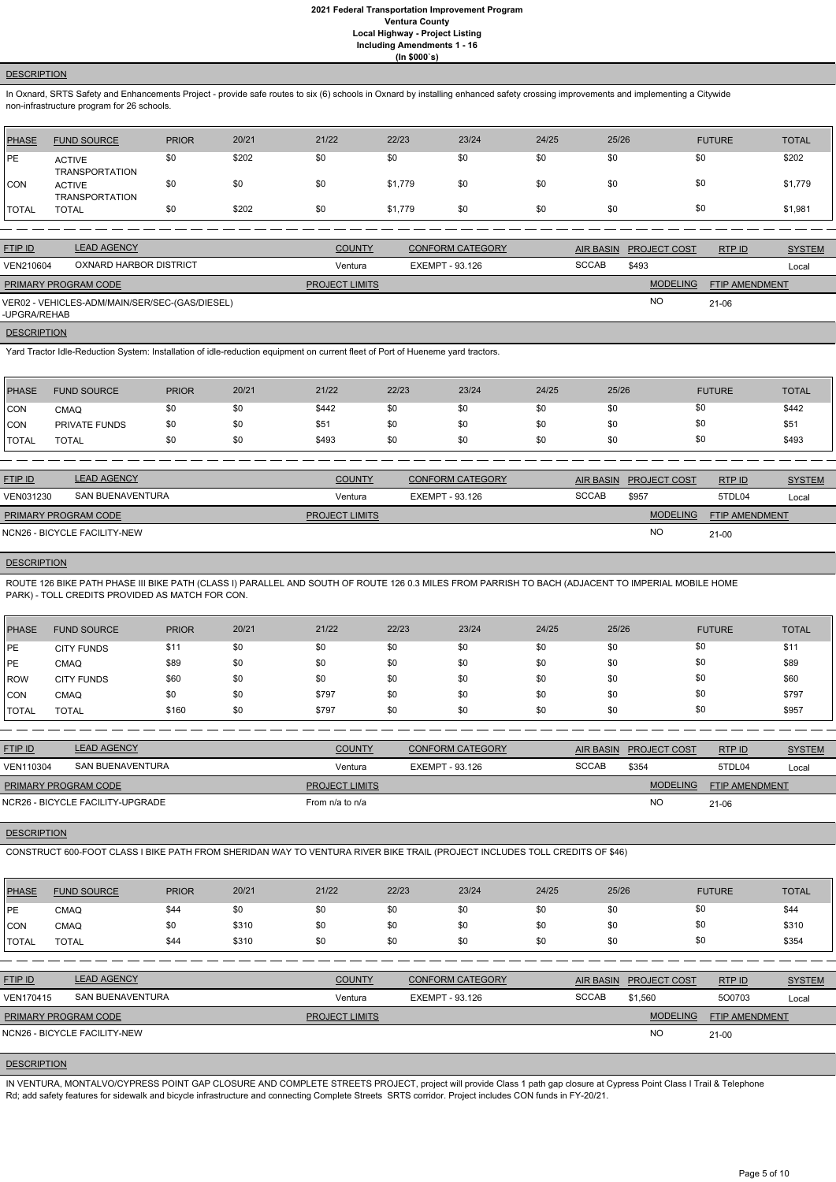## DESCRIPTION

In Oxnard, SRTS Safety and Enhancements Project - provide safe routes to six (6) schools in Oxnard by installing enhanced safety crossing improvements and implementing a Citywide non-infrastructure program for 26 schools.

| PHASE | FUND SOURCE | PRIOR | 20/21 | 21/22 | 22/23 | 23/24 | 24/25 | 25/26 | FUTURE | TOTAL |
|---|---|---|---|---|---|---|---|---|---|---|
| PE | ACTIVE TRANSPORTATION | $0 | $202 | $0 | $0 | $0 | $0 | $0 | $0 | $202 |
| CON | ACTIVE TRANSPORTATION | $0 | $0 | $0 | $1,779 | $0 | $0 | $0 | $0 | $1,779 |
| TOTAL | TOTAL | $0 | $202 | $0 | $1,779 | $0 | $0 | $0 | $0 | $1,981 |

| FTIP ID | LEAD AGENCY | COUNTY | CONFORM CATEGORY | AIR BASIN | PROJECT COST | RTP ID | SYSTEM |
|---|---|---|---|---|---|---|---|
| VEN210604 | OXNARD HARBOR DISTRICT | Ventura | EXEMPT - 93.126 | SCCAB | $493 | | Local |

| PRIMARY PROGRAM CODE | PROJECT LIMITS | MODELING | FTIP AMENDMENT |
|---|---|---|---|
| VER02 - VEHICLES-ADM/MAIN/SER/SEC-(GAS/DIESEL) -UPGRA/REHAB | | NO | 21-06 |

## DESCRIPTION

Yard Tractor Idle-Reduction System: Installation of idle-reduction equipment on current fleet of Port of Hueneme yard tractors.

| PHASE | FUND SOURCE | PRIOR | 20/21 | 21/22 | 22/23 | 23/24 | 24/25 | 25/26 | FUTURE | TOTAL |
|---|---|---|---|---|---|---|---|---|---|---|
| CON | CMAQ | $0 | $0 | $442 | $0 | $0 | $0 | $0 | $0 | $442 |
| CON | PRIVATE FUNDS | $0 | $0 | $51 | $0 | $0 | $0 | $0 | $0 | $51 |
| TOTAL | TOTAL | $0 | $0 | $493 | $0 | $0 | $0 | $0 | $0 | $493 |

| FTIP ID | LEAD AGENCY | COUNTY | CONFORM CATEGORY | AIR BASIN | PROJECT COST | RTP ID | SYSTEM |
|---|---|---|---|---|---|---|---|
| VEN031230 | SAN BUENAVENTURA | Ventura | EXEMPT - 93.126 | SCCAB | $957 | 5TDL04 | Local |

| PRIMARY PROGRAM CODE | PROJECT LIMITS | MODELING | FTIP AMENDMENT |
|---|---|---|---|
| NCN26 - BICYCLE FACILITY-NEW | | NO | 21-00 |

## DESCRIPTION

ROUTE 126 BIKE PATH PHASE III BIKE PATH (CLASS I) PARALLEL AND SOUTH OF ROUTE 126 0.3 MILES FROM PARRISH TO BACH (ADJACENT TO IMPERIAL MOBILE HOME PARK) - TOLL CREDITS PROVIDED AS MATCH FOR CON.

| PHASE | FUND SOURCE | PRIOR | 20/21 | 21/22 | 22/23 | 23/24 | 24/25 | 25/26 | FUTURE | TOTAL |
|---|---|---|---|---|---|---|---|---|---|---|
| PE | CITY FUNDS | $11 | $0 | $0 | $0 | $0 | $0 | $0 | $0 | $11 |
| PE | CMAQ | $89 | $0 | $0 | $0 | $0 | $0 | $0 | $0 | $89 |
| ROW | CITY FUNDS | $60 | $0 | $0 | $0 | $0 | $0 | $0 | $0 | $60 |
| CON | CMAQ | $0 | $0 | $797 | $0 | $0 | $0 | $0 | $0 | $797 |
| TOTAL | TOTAL | $160 | $0 | $797 | $0 | $0 | $0 | $0 | $0 | $957 |

| FTIP ID | LEAD AGENCY | COUNTY | CONFORM CATEGORY | AIR BASIN | PROJECT COST | RTP ID | SYSTEM |
|---|---|---|---|---|---|---|---|
| VEN110304 | SAN BUENAVENTURA | Ventura | EXEMPT - 93.126 | SCCAB | $354 | 5TDL04 | Local |

| PRIMARY PROGRAM CODE | PROJECT LIMITS | MODELING | FTIP AMENDMENT |
|---|---|---|---|
| NCR26 - BICYCLE FACILITY-UPGRADE | From n/a to n/a | NO | 21-06 |

## DESCRIPTION

CONSTRUCT 600-FOOT CLASS I BIKE PATH FROM SHERIDAN WAY TO VENTURA RIVER BIKE TRAIL (PROJECT INCLUDES TOLL CREDITS OF $46)

| PHASE | FUND SOURCE | PRIOR | 20/21 | 21/22 | 22/23 | 23/24 | 24/25 | 25/26 | FUTURE | TOTAL |
|---|---|---|---|---|---|---|---|---|---|---|
| PE | CMAQ | $44 | $0 | $0 | $0 | $0 | $0 | $0 | $0 | $44 |
| CON | CMAQ | $0 | $310 | $0 | $0 | $0 | $0 | $0 | $0 | $310 |
| TOTAL | TOTAL | $44 | $310 | $0 | $0 | $0 | $0 | $0 | $0 | $354 |

| FTIP ID | LEAD AGENCY | COUNTY | CONFORM CATEGORY | AIR BASIN | PROJECT COST | RTP ID | SYSTEM |
|---|---|---|---|---|---|---|---|
| VEN170415 | SAN BUENAVENTURA | Ventura | EXEMPT - 93.126 | SCCAB | $1,560 | 5O0703 | Local |

| PRIMARY PROGRAM CODE | PROJECT LIMITS | MODELING | FTIP AMENDMENT |
|---|---|---|---|
| NCN26 - BICYCLE FACILITY-NEW | | NO | 21-00 |

## DESCRIPTION

IN VENTURA, MONTALVO/CYPRESS POINT GAP CLOSURE AND COMPLETE STREETS PROJECT, project will provide Class 1 path gap closure at Cypress Point Class I Trail & Telephone Rd; add safety features for sidewalk and bicycle infrastructure and connecting Complete Streets SRTS corridor. Project includes CON funds in FY-20/21.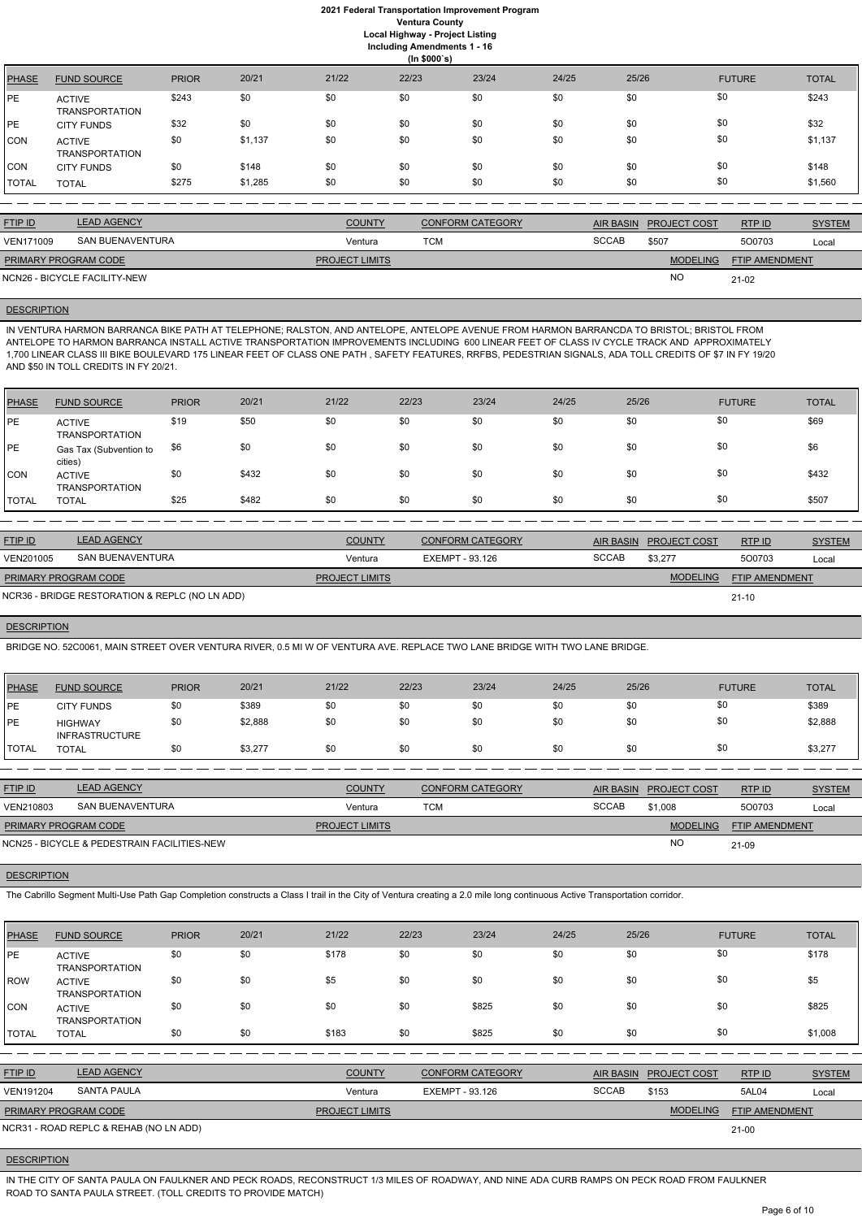| PHASE | FUND SOURCE | PRIOR | 20/21 | 21/22 | 22/23 | 23/24 | 24/25 | 25/26 | FUTURE | TOTAL |
|---|---|---|---|---|---|---|---|---|---|---|
| PE | ACTIVE TRANSPORTATION | $243 | $0 | $0 | $0 | $0 | $0 | $0 | $0 | $243 |
| PE | CITY FUNDS | $32 | $0 | $0 | $0 | $0 | $0 | $0 | $0 | $32 |
| CON | ACTIVE TRANSPORTATION | $0 | $1,137 | $0 | $0 | $0 | $0 | $0 | $0 | $1,137 |
| CON | CITY FUNDS | $0 | $148 | $0 | $0 | $0 | $0 | $0 | $0 | $148 |
| TOTAL | TOTAL | $275 | $1,285 | $0 | $0 | $0 | $0 | $0 | $0 | $1,560 |

| FTIP ID | LEAD AGENCY | COUNTY | CONFORM CATEGORY | AIR BASIN | PROJECT COST | RTP ID | SYSTEM |
|---|---|---|---|---|---|---|---|
| VEN171009 | SAN BUENAVENTURA | Ventura | TCM | SCCAB | $507 | 5O0703 | Local |

| PRIMARY PROGRAM CODE | PROJECT LIMITS | MODELING | FTIP AMENDMENT |
|---|---|---|---|
| NCN26 - BICYCLE FACILITY-NEW | | NO | 21-02 |

**DESCRIPTION**

IN VENTURA HARMON BARRANCA BIKE PATH AT TELEPHONE; RALSTON, AND ANTELOPE, ANTELOPE AVENUE FROM HARMON BARRANCDA TO BRISTOL; BRISTOL FROM ANTELOPE TO HARMON BARRANCA INSTALL ACTIVE TRANSPORTATION IMPROVEMENTS INCLUDING 600 LINEAR FEET OF CLASS IV CYCLE TRACK AND APPROXIMATELY 1,700 LINEAR CLASS III BIKE BOULEVARD 175 LINEAR FEET OF CLASS ONE PATH , SAFETY FEATURES, RRFBS, PEDESTRIAN SIGNALS, ADA TOLL CREDITS OF $7 IN FY 19/20 AND $50 IN TOLL CREDITS IN FY 20/21.

| PHASE | FUND SOURCE | PRIOR | 20/21 | 21/22 | 22/23 | 23/24 | 24/25 | 25/26 | FUTURE | TOTAL |
|---|---|---|---|---|---|---|---|---|---|---|
| PE | ACTIVE TRANSPORTATION | $19 | $50 | $0 | $0 | $0 | $0 | $0 | $0 | $69 |
| PE | Gas Tax (Subvention to cities) | $6 | $0 | $0 | $0 | $0 | $0 | $0 | $0 | $6 |
| CON | ACTIVE TRANSPORTATION | $0 | $432 | $0 | $0 | $0 | $0 | $0 | $0 | $432 |
| TOTAL | TOTAL | $25 | $482 | $0 | $0 | $0 | $0 | $0 | $0 | $507 |

| FTIP ID | LEAD AGENCY | COUNTY | CONFORM CATEGORY | AIR BASIN | PROJECT COST | RTP ID | SYSTEM |
|---|---|---|---|---|---|---|---|
| VEN201005 | SAN BUENAVENTURA | Ventura | EXEMPT - 93.126 | SCCAB | $3,277 | 5O0703 | Local |

| PRIMARY PROGRAM CODE | PROJECT LIMITS | MODELING | FTIP AMENDMENT |
|---|---|---|---|
| NCR36 - BRIDGE RESTORATION & REPLC (NO LN ADD) | | | 21-10 |

**DESCRIPTION**

BRIDGE NO. 52C0061, MAIN STREET OVER VENTURA RIVER, 0.5 MI W OF VENTURA AVE. REPLACE TWO LANE BRIDGE WITH TWO LANE BRIDGE.

| PHASE | FUND SOURCE | PRIOR | 20/21 | 21/22 | 22/23 | 23/24 | 24/25 | 25/26 | FUTURE | TOTAL |
|---|---|---|---|---|---|---|---|---|---|---|
| PE | CITY FUNDS | $0 | $389 | $0 | $0 | $0 | $0 | $0 | $0 | $389 |
| PE | HIGHWAY INFRASTRUCTURE | $0 | $2,888 | $0 | $0 | $0 | $0 | $0 | $0 | $2,888 |
| TOTAL | TOTAL | $0 | $3,277 | $0 | $0 | $0 | $0 | $0 | $0 | $3,277 |

| FTIP ID | LEAD AGENCY | COUNTY | CONFORM CATEGORY | AIR BASIN | PROJECT COST | RTP ID | SYSTEM |
|---|---|---|---|---|---|---|---|
| VEN210803 | SAN BUENAVENTURA | Ventura | TCM | SCCAB | $1,008 | 5O0703 | Local |

| PRIMARY PROGRAM CODE | PROJECT LIMITS | MODELING | FTIP AMENDMENT |
|---|---|---|---|
| NCN25 - BICYCLE & PEDESTRAIN FACILITIES-NEW | | NO | 21-09 |

**DESCRIPTION**

The Cabrillo Segment Multi-Use Path Gap Completion constructs a Class I trail in the City of Ventura creating a 2.0 mile long continuous Active Transportation corridor.

| PHASE | FUND SOURCE | PRIOR | 20/21 | 21/22 | 22/23 | 23/24 | 24/25 | 25/26 | FUTURE | TOTAL |
|---|---|---|---|---|---|---|---|---|---|---|
| PE | ACTIVE TRANSPORTATION | $0 | $0 | $178 | $0 | $0 | $0 | $0 | $0 | $178 |
| ROW | ACTIVE TRANSPORTATION | $0 | $0 | $5 | $0 | $0 | $0 | $0 | $0 | $5 |
| CON | ACTIVE TRANSPORTATION | $0 | $0 | $0 | $0 | $825 | $0 | $0 | $0 | $825 |
| TOTAL | TOTAL | $0 | $0 | $183 | $0 | $825 | $0 | $0 | $0 | $1,008 |

| FTIP ID | LEAD AGENCY | COUNTY | CONFORM CATEGORY | AIR BASIN | PROJECT COST | RTP ID | SYSTEM |
|---|---|---|---|---|---|---|---|
| VEN191204 | SANTA PAULA | Ventura | EXEMPT - 93.126 | SCCAB | $153 | 5AL04 | Local |

| PRIMARY PROGRAM CODE | PROJECT LIMITS | MODELING | FTIP AMENDMENT |
|---|---|---|---|
| NCR31 - ROAD REPLC & REHAB (NO LN ADD) | | | 21-00 |

**DESCRIPTION**

IN THE CITY OF SANTA PAULA ON FAULKNER AND PECK ROADS, RECONSTRUCT 1/3 MILES OF ROADWAY, AND NINE ADA CURB RAMPS ON PECK ROAD FROM FAULKNER ROAD TO SANTA PAULA STREET. (TOLL CREDITS TO PROVIDE MATCH)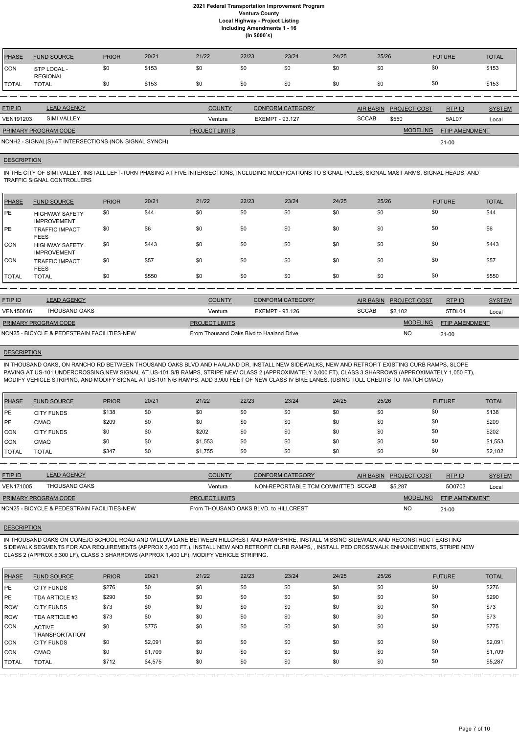# 2021 Federal Transportation Improvement Program
## Ventura County
### Local Highway - Project Listing
### Including Amendments 1 - 16
### (In $000`s)

| PHASE | FUND SOURCE | PRIOR | 20/21 | 21/22 | 22/23 | 23/24 | 24/25 | 25/26 | FUTURE | TOTAL |
|---|---|---|---|---|---|---|---|---|---|---|
| CON | STP LOCAL - REGIONAL | $0 | $153 | $0 | $0 | $0 | $0 | $0 | $0 | $153 |
| TOTAL | TOTAL | $0 | $153 | $0 | $0 | $0 | $0 | $0 | $0 | $153 |

| FTIP ID | LEAD AGENCY | COUNTY | CONFORM CATEGORY | AIR BASIN | PROJECT COST | RTP ID | SYSTEM |
|---|---|---|---|---|---|---|---|
| VEN191203 | SIMI VALLEY | Ventura | EXEMPT - 93.127 | SCCAB | $550 | 5AL07 | Local |

| PRIMARY PROGRAM CODE | PROJECT LIMITS | MODELING | FTIP AMENDMENT |
|---|---|---|---|
| NCNH2 - SIGNAL(S)-AT INTERSECTIONS (NON SIGNAL SYNCH) | | | 21-00 |

**DESCRIPTION**

IN THE CITY OF SIMI VALLEY, INSTALL LEFT-TURN PHASING AT FIVE INTERSECTIONS, INCLUDING MODIFICATIONS TO SIGNAL POLES, SIGNAL MAST ARMS, SIGNAL HEADS, AND TRAFFIC SIGNAL CONTROLLERS

| PHASE | FUND SOURCE | PRIOR | 20/21 | 21/22 | 22/23 | 23/24 | 24/25 | 25/26 | FUTURE | TOTAL |
|---|---|---|---|---|---|---|---|---|---|---|
| PE | HIGHWAY SAFETY IMPROVEMENT | $0 | $44 | $0 | $0 | $0 | $0 | $0 | $0 | $44 |
| PE | TRAFFIC IMPACT FEES | $0 | $6 | $0 | $0 | $0 | $0 | $0 | $0 | $6 |
| CON | HIGHWAY SAFETY IMPROVEMENT | $0 | $443 | $0 | $0 | $0 | $0 | $0 | $0 | $443 |
| CON | TRAFFIC IMPACT FEES | $0 | $57 | $0 | $0 | $0 | $0 | $0 | $0 | $57 |
| TOTAL | TOTAL | $0 | $550 | $0 | $0 | $0 | $0 | $0 | $0 | $550 |

| FTIP ID | LEAD AGENCY | COUNTY | CONFORM CATEGORY | AIR BASIN | PROJECT COST | RTP ID | SYSTEM |
|---|---|---|---|---|---|---|---|
| VEN150616 | THOUSAND OAKS | Ventura | EXEMPT - 93.126 | SCCAB | $2,102 | 5TDL04 | Local |

| PRIMARY PROGRAM CODE | PROJECT LIMITS | MODELING | FTIP AMENDMENT |
|---|---|---|---|
| NCN25 - BICYCLE & PEDESTRAIN FACILITIES-NEW | From Thousand Oaks Blvd to Haaland Drive | NO | 21-00 |

**DESCRIPTION**

IN THOUSAND OAKS, ON RANCHO RD BETWEEN THOUSAND OAKS BLVD AND HAALAND DR, INSTALL NEW SIDEWALKS, NEW AND RETROFIT EXISTING CURB RAMPS, SLOPE PAVING AT US-101 UNDERCROSSING,NEW SIGNAL AT US-101 S/B RAMPS, STRIPE NEW CLASS 2 (APPROXIMATELY 3,000 FT), CLASS 3 SHARROWS (APPROXIMATELY 1,050 FT), MODIFY VEHICLE STRIPING, AND MODIFY SIGNAL AT US-101 N/B RAMPS, ADD 3,900 FEET OF NEW CLASS IV BIKE LANES. (USING TOLL CREDITS TO MATCH CMAQ)

| PHASE | FUND SOURCE | PRIOR | 20/21 | 21/22 | 22/23 | 23/24 | 24/25 | 25/26 | FUTURE | TOTAL |
|---|---|---|---|---|---|---|---|---|---|---|
| PE | CITY FUNDS | $138 | $0 | $0 | $0 | $0 | $0 | $0 | $0 | $138 |
| PE | CMAQ | $209 | $0 | $0 | $0 | $0 | $0 | $0 | $0 | $209 |
| CON | CITY FUNDS | $0 | $0 | $202 | $0 | $0 | $0 | $0 | $0 | $202 |
| CON | CMAQ | $0 | $0 | $1,553 | $0 | $0 | $0 | $0 | $0 | $1,553 |
| TOTAL | TOTAL | $347 | $0 | $1,755 | $0 | $0 | $0 | $0 | $0 | $2,102 |

| FTIP ID | LEAD AGENCY | COUNTY | CONFORM CATEGORY | AIR BASIN | PROJECT COST | RTP ID | SYSTEM |
|---|---|---|---|---|---|---|---|
| VEN171005 | THOUSAND OAKS | Ventura | NON-REPORTABLE TCM COMMITTED | SCCAB | $5,287 | 5O0703 | Local |

| PRIMARY PROGRAM CODE | PROJECT LIMITS | MODELING | FTIP AMENDMENT |
|---|---|---|---|
| NCN25 - BICYCLE & PEDESTRAIN FACILITIES-NEW | From THOUSAND OAKS BLVD. to HILLCREST | NO | 21-00 |

**DESCRIPTION**

IN THOUSAND OAKS ON CONEJO SCHOOL ROAD AND WILLOW LANE BETWEEN HILLCREST AND HAMPSHIRE, INSTALL MISSING SIDEWALK AND RECONSTRUCT EXISTING SIDEWALK SEGMENTS FOR ADA REQUIREMENTS (APPROX 3,400 FT.), INSTALL NEW AND RETROFIT CURB RAMPS, , INSTALL PED CROSSWALK ENHANCEMENTS, STRIPE NEW CLASS 2 (APPROX 5,300 LF), CLASS 3 SHARROWS (APPROX 1,400 LF), MODIFY VEHICLE STRIPING.

| PHASE | FUND SOURCE | PRIOR | 20/21 | 21/22 | 22/23 | 23/24 | 24/25 | 25/26 | FUTURE | TOTAL |
|---|---|---|---|---|---|---|---|---|---|---|
| PE | CITY FUNDS | $276 | $0 | $0 | $0 | $0 | $0 | $0 | $0 | $276 |
| PE | TDA ARTICLE #3 | $290 | $0 | $0 | $0 | $0 | $0 | $0 | $0 | $290 |
| ROW | CITY FUNDS | $73 | $0 | $0 | $0 | $0 | $0 | $0 | $0 | $73 |
| ROW | TDA ARTICLE #3 | $73 | $0 | $0 | $0 | $0 | $0 | $0 | $0 | $73 |
| CON | ACTIVE TRANSPORTATION | $0 | $775 | $0 | $0 | $0 | $0 | $0 | $0 | $775 |
| CON | CITY FUNDS | $0 | $2,091 | $0 | $0 | $0 | $0 | $0 | $0 | $2,091 |
| CON | CMAQ | $0 | $1,709 | $0 | $0 | $0 | $0 | $0 | $0 | $1,709 |
| TOTAL | TOTAL | $712 | $4,575 | $0 | $0 | $0 | $0 | $0 | $0 | $5,287 |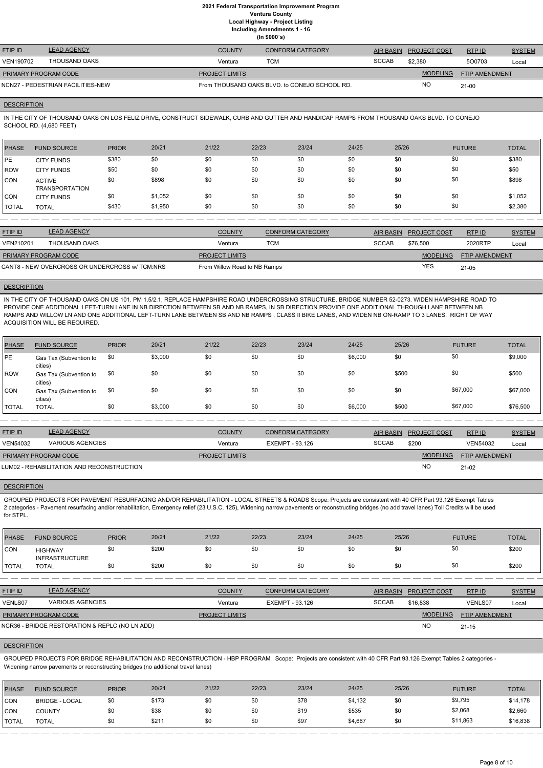# 2021 Federal Transportation Improvement Program
## Ventura County
### Local Highway - Project Listing
### Including Amendments 1 - 16
### (In $000`s)

| FTIP ID | LEAD AGENCY | COUNTY | CONFORM CATEGORY | AIR BASIN | PROJECT COST | RTP ID | SYSTEM |
|---|---|---|---|---|---|---|---|
| VEN190702 | THOUSAND OAKS | Ventura | TCM | SCCAB | $2,380 | 5O0703 | Local |

| PRIMARY PROGRAM CODE | PROJECT LIMITS | MODELING | FTIP AMENDMENT |
|---|---|---|---|
| NCN27 - PEDESTRIAN FACILITIES-NEW | From THOUSAND OAKS BLVD. to CONEJO SCHOOL RD. | NO | 21-00 |

**DESCRIPTION**

IN THE CITY OF THOUSAND OAKS ON LOS FELIZ DRIVE, CONSTRUCT SIDEWALK, CURB AND GUTTER AND HANDICAP RAMPS FROM THOUSAND OAKS BLVD. TO CONEJO SCHOOL RD. (4,680 FEET)

| PHASE | FUND SOURCE | PRIOR | 20/21 | 21/22 | 22/23 | 23/24 | 24/25 | 25/26 | FUTURE | TOTAL |
|---|---|---|---|---|---|---|---|---|---|---|
| PE | CITY FUNDS | $380 | $0 | $0 | $0 | $0 | $0 | $0 | $0 | $380 |
| ROW | CITY FUNDS | $50 | $0 | $0 | $0 | $0 | $0 | $0 | $0 | $50 |
| CON | ACTIVE TRANSPORTATION | $0 | $898 | $0 | $0 | $0 | $0 | $0 | $0 | $898 |
| CON | CITY FUNDS | $0 | $1,052 | $0 | $0 | $0 | $0 | $0 | $0 | $1,052 |
| TOTAL | TOTAL | $430 | $1,950 | $0 | $0 | $0 | $0 | $0 | $0 | $2,380 |

| FTIP ID | LEAD AGENCY | COUNTY | CONFORM CATEGORY | AIR BASIN | PROJECT COST | RTP ID | SYSTEM |
|---|---|---|---|---|---|---|---|
| VEN210201 | THOUSAND OAKS | Ventura | TCM | SCCAB | $76,500 | 2020RTP | Local |

| PRIMARY PROGRAM CODE | PROJECT LIMITS | MODELING | FTIP AMENDMENT |
|---|---|---|---|
| CANT8 - NEW OVERCROSS OR UNDERCROSS w/ TCM:NRS | From Willow Road to NB Ramps | YES | 21-05 |

**DESCRIPTION**

IN THE CITY OF THOUSAND OAKS ON US 101. PM 1.5/2.1, REPLACE HAMPSHIRE ROAD UNDERCROSSING STRUCTURE, BRIDGE NUMBER 52-0273. WIDEN HAMPSHIRE ROAD TO PROVIDE ONE ADDITIONAL LEFT-TURN LANE IN NB DIRECTION BETWEEN SB AND NB RAMPS, IN SB DIRECTION PROVIDE ONE ADDITIONAL THROUGH LANE BETWEEN NB RAMPS AND WILLOW LN AND ONE ADDITIONAL LEFT-TURN LANE BETWEEN SB AND NB RAMPS , CLASS II BIKE LANES, AND WIDEN NB ON-RAMP TO 3 LANES. RIGHT OF WAY ACQUISITION WILL BE REQUIRED.

| PHASE | FUND SOURCE | PRIOR | 20/21 | 21/22 | 22/23 | 23/24 | 24/25 | 25/26 | FUTURE | TOTAL |
|---|---|---|---|---|---|---|---|---|---|---|
| PE | Gas Tax (Subvention to cities) | $0 | $3,000 | $0 | $0 | $0 | $6,000 | $0 | $0 | $9,000 |
| ROW | Gas Tax (Subvention to cities) | $0 | $0 | $0 | $0 | $0 | $0 | $500 | $0 | $500 |
| CON | Gas Tax (Subvention to cities) | $0 | $0 | $0 | $0 | $0 | $0 | $0 | $67,000 | $67,000 |
| TOTAL | TOTAL | $0 | $3,000 | $0 | $0 | $0 | $6,000 | $500 | $67,000 | $76,500 |

| FTIP ID | LEAD AGENCY | COUNTY | CONFORM CATEGORY | AIR BASIN | PROJECT COST | RTP ID | SYSTEM |
|---|---|---|---|---|---|---|---|
| VEN54032 | VARIOUS AGENCIES | Ventura | EXEMPT - 93.126 | SCCAB | $200 | VEN54032 | Local |

| PRIMARY PROGRAM CODE | PROJECT LIMITS | MODELING | FTIP AMENDMENT |
|---|---|---|---|
| LUM02 - REHABILITATION AND RECONSTRUCTION | | NO | 21-02 |

**DESCRIPTION**

GROUPED PROJECTS FOR PAVEMENT RESURFACING AND/OR REHABILITATION - LOCAL STREETS & ROADS Scope: Projects are consistent with 40 CFR Part 93.126 Exempt Tables 2 categories - Pavement resurfacing and/or rehabilitation, Emergency relief (23 U.S.C. 125), Widening narrow pavements or reconstructing bridges (no add travel lanes) Toll Credits will be used for STPL.

| PHASE | FUND SOURCE | PRIOR | 20/21 | 21/22 | 22/23 | 23/24 | 24/25 | 25/26 | FUTURE | TOTAL |
|---|---|---|---|---|---|---|---|---|---|---|
| CON | HIGHWAY INFRASTRUCTURE | $0 | $200 | $0 | $0 | $0 | $0 | $0 | $0 | $200 |
| TOTAL | TOTAL | $0 | $200 | $0 | $0 | $0 | $0 | $0 | $0 | $200 |

| FTIP ID | LEAD AGENCY | COUNTY | CONFORM CATEGORY | AIR BASIN | PROJECT COST | RTP ID | SYSTEM |
|---|---|---|---|---|---|---|---|
| VENLS07 | VARIOUS AGENCIES | Ventura | EXEMPT - 93.126 | SCCAB | $16,838 | VENLS07 | Local |

| PRIMARY PROGRAM CODE | PROJECT LIMITS | MODELING | FTIP AMENDMENT |
|---|---|---|---|
| NCR36 - BRIDGE RESTORATION & REPLC (NO LN ADD) | | NO | 21-15 |

**DESCRIPTION**

GROUPED PROJECTS FOR BRIDGE REHABILITATION AND RECONSTRUCTION - HBP PROGRAM Scope: Projects are consistent with 40 CFR Part 93.126 Exempt Tables 2 categories - Widening narrow pavements or reconstructing bridges (no additional travel lanes)

| PHASE | FUND SOURCE | PRIOR | 20/21 | 21/22 | 22/23 | 23/24 | 24/25 | 25/26 | FUTURE | TOTAL |
|---|---|---|---|---|---|---|---|---|---|---|
| CON | BRIDGE - LOCAL | $0 | $173 | $0 | $0 | $78 | $4,132 | $0 | $9,795 | $14,178 |
| CON | COUNTY | $0 | $38 | $0 | $0 | $19 | $535 | $0 | $2,068 | $2,660 |
| TOTAL | TOTAL | $0 | $211 | $0 | $0 | $97 | $4,667 | $0 | $11,863 | $16,838 |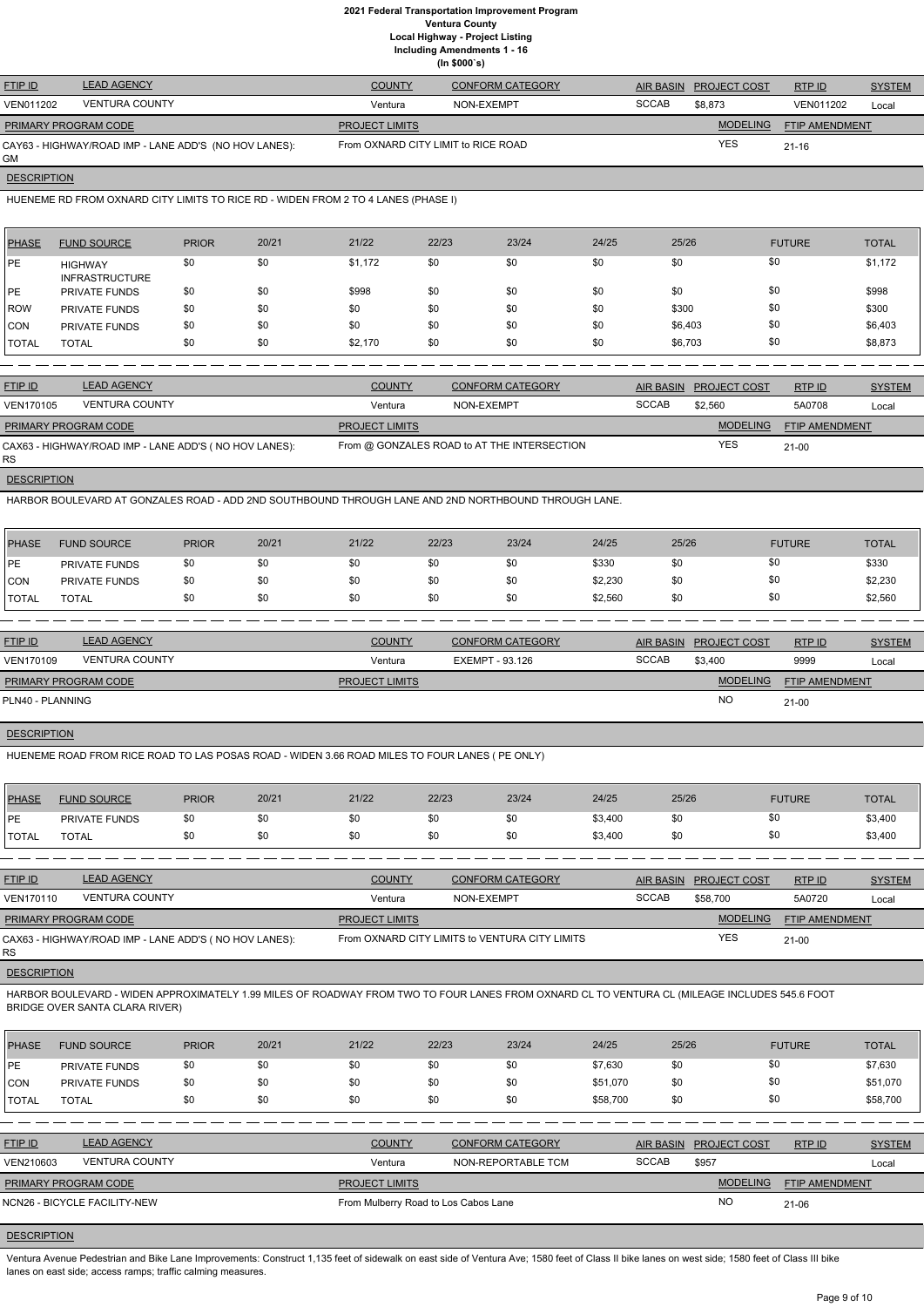# 2021 Federal Transportation Improvement Program
## Ventura County
### Local Highway - Project Listing
### Including Amendments 1 - 16
### (In $000`s)

| FTIP ID | LEAD AGENCY | COUNTY | CONFORM CATEGORY | AIR BASIN | PROJECT COST | RTP ID | SYSTEM |
|---|---|---|---|---|---|---|---|
| VEN011202 | VENTURA COUNTY | Ventura | NON-EXEMPT | SCCAB | $8,873 | VEN011202 | Local |

| PRIMARY PROGRAM CODE | PROJECT LIMITS | MODELING | FTIP AMENDMENT |
|---|---|---|---|
| CAY63 - HIGHWAY/ROAD IMP - LANE ADD'S (NO HOV LANES): GM | From OXNARD CITY LIMIT to RICE ROAD | YES | 21-16 |

**DESCRIPTION**

HUENEME RD FROM OXNARD CITY LIMITS TO RICE RD - WIDEN FROM 2 TO 4 LANES (PHASE I)

| PHASE | FUND SOURCE | PRIOR | 20/21 | 21/22 | 22/23 | 23/24 | 24/25 | 25/26 | FUTURE | TOTAL |
|---|---|---|---|---|---|---|---|---|---|---|
| PE | HIGHWAY INFRASTRUCTURE | $0 | $0 | $1,172 | $0 | $0 | $0 | $0 | $0 | $1,172 |
| PE | PRIVATE FUNDS | $0 | $0 | $998 | $0 | $0 | $0 | $0 | $0 | $998 |
| ROW | PRIVATE FUNDS | $0 | $0 | $0 | $0 | $0 | $0 | $300 | $0 | $300 |
| CON | PRIVATE FUNDS | $0 | $0 | $0 | $0 | $0 | $0 | $6,403 | $0 | $6,403 |
| TOTAL | TOTAL | $0 | $0 | $2,170 | $0 | $0 | $0 | $6,703 | $0 | $8,873 |

| FTIP ID | LEAD AGENCY | COUNTY | CONFORM CATEGORY | AIR BASIN | PROJECT COST | RTP ID | SYSTEM |
|---|---|---|---|---|---|---|---|
| VEN170105 | VENTURA COUNTY | Ventura | NON-EXEMPT | SCCAB | $2,560 | 5A0708 | Local |

| PRIMARY PROGRAM CODE | PROJECT LIMITS | MODELING | FTIP AMENDMENT |
|---|---|---|---|
| CAX63 - HIGHWAY/ROAD IMP - LANE ADD'S ( NO HOV LANES): RS | From @ GONZALES ROAD to AT THE INTERSECTION | YES | 21-00 |

**DESCRIPTION**

HARBOR BOULEVARD AT GONZALES ROAD - ADD 2ND SOUTHBOUND THROUGH LANE AND 2ND NORTHBOUND THROUGH LANE.

| PHASE | FUND SOURCE | PRIOR | 20/21 | 21/22 | 22/23 | 23/24 | 24/25 | 25/26 | FUTURE | TOTAL |
|---|---|---|---|---|---|---|---|---|---|---|
| PE | PRIVATE FUNDS | $0 | $0 | $0 | $0 | $0 | $330 | $0 | $0 | $330 |
| CON | PRIVATE FUNDS | $0 | $0 | $0 | $0 | $0 | $2,230 | $0 | $0 | $2,230 |
| TOTAL | TOTAL | $0 | $0 | $0 | $0 | $0 | $2,560 | $0 | $0 | $2,560 |

| FTIP ID | LEAD AGENCY | COUNTY | CONFORM CATEGORY | AIR BASIN | PROJECT COST | RTP ID | SYSTEM |
|---|---|---|---|---|---|---|---|
| VEN170109 | VENTURA COUNTY | Ventura | EXEMPT - 93.126 | SCCAB | $3,400 | 9999 | Local |

| PRIMARY PROGRAM CODE | PROJECT LIMITS | MODELING | FTIP AMENDMENT |
|---|---|---|---|
| PLN40 - PLANNING | | NO | 21-00 |

**DESCRIPTION**

HUENEME ROAD FROM RICE ROAD TO LAS POSAS ROAD - WIDEN 3.66 ROAD MILES TO FOUR LANES ( PE ONLY)

| PHASE | FUND SOURCE | PRIOR | 20/21 | 21/22 | 22/23 | 23/24 | 24/25 | 25/26 | FUTURE | TOTAL |
|---|---|---|---|---|---|---|---|---|---|---|
| PE | PRIVATE FUNDS | $0 | $0 | $0 | $0 | $0 | $3,400 | $0 | $0 | $3,400 |
| TOTAL | TOTAL | $0 | $0 | $0 | $0 | $0 | $3,400 | $0 | $0 | $3,400 |

| FTIP ID | LEAD AGENCY | COUNTY | CONFORM CATEGORY | AIR BASIN | PROJECT COST | RTP ID | SYSTEM |
|---|---|---|---|---|---|---|---|
| VEN170110 | VENTURA COUNTY | Ventura | NON-EXEMPT | SCCAB | $58,700 | 5A0720 | Local |

| PRIMARY PROGRAM CODE | PROJECT LIMITS | MODELING | FTIP AMENDMENT |
|---|---|---|---|
| CAX63 - HIGHWAY/ROAD IMP - LANE ADD'S ( NO HOV LANES): RS | From OXNARD CITY LIMITS to VENTURA CITY LIMITS | YES | 21-00 |

**DESCRIPTION**

HARBOR BOULEVARD - WIDEN APPROXIMATELY 1.99 MILES OF ROADWAY FROM TWO TO FOUR LANES FROM OXNARD CL TO VENTURA CL (MILEAGE INCLUDES 545.6 FOOT BRIDGE OVER SANTA CLARA RIVER)

| PHASE | FUND SOURCE | PRIOR | 20/21 | 21/22 | 22/23 | 23/24 | 24/25 | 25/26 | FUTURE | TOTAL |
|---|---|---|---|---|---|---|---|---|---|---|
| PE | PRIVATE FUNDS | $0 | $0 | $0 | $0 | $0 | $7,630 | $0 | $0 | $7,630 |
| CON | PRIVATE FUNDS | $0 | $0 | $0 | $0 | $0 | $51,070 | $0 | $0 | $51,070 |
| TOTAL | TOTAL | $0 | $0 | $0 | $0 | $0 | $58,700 | $0 | $0 | $58,700 |

| FTIP ID | LEAD AGENCY | COUNTY | CONFORM CATEGORY | AIR BASIN | PROJECT COST | RTP ID | SYSTEM |
|---|---|---|---|---|---|---|---|
| VEN210603 | VENTURA COUNTY | Ventura | NON-REPORTABLE TCM | SCCAB | $957 | | Local |

| PRIMARY PROGRAM CODE | PROJECT LIMITS | MODELING | FTIP AMENDMENT |
|---|---|---|---|
| NCN26 - BICYCLE FACILITY-NEW | From Mulberry Road to Los Cabos Lane | NO | 21-06 |

**DESCRIPTION**

Ventura Avenue Pedestrian and Bike Lane Improvements: Construct 1,135 feet of sidewalk on east side of Ventura Ave; 1580 feet of Class II bike lanes on west side; 1580 feet of Class III bike lanes on east side; access ramps; traffic calming measures.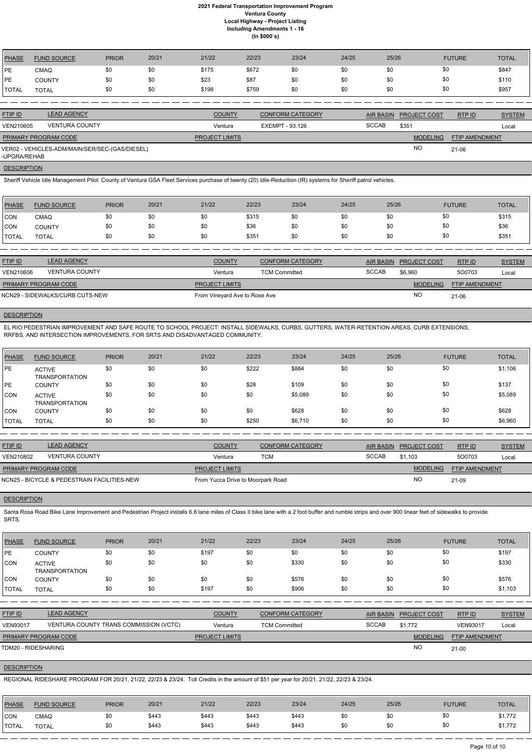| PHASE | FUND SOURCE | PRIOR | 20/21 | 21/22 | 22/23 | 23/24 | 24/25 | 25/26 | FUTURE | TOTAL |
|---|---|---|---|---|---|---|---|---|---|---|
| PE | CMAQ | $0 | $0 | $175 | $672 | $0 | $0 | $0 | $0 | $847 |
| PE | COUNTY | $0 | $0 | $23 | $87 | $0 | $0 | $0 | $0 | $110 |
| TOTAL | TOTAL | $0 | $0 | $198 | $759 | $0 | $0 | $0 | $0 | $957 |

| FTIP ID | LEAD AGENCY | COUNTY | CONFORM CATEGORY | AIR BASIN | PROJECT COST | RTP ID | SYSTEM |
|---|---|---|---|---|---|---|---|
| VEN210605 | VENTURA COUNTY | Ventura | EXEMPT - 93.126 | SCCAB | $351 | | Local |

| PRIMARY PROGRAM CODE | PROJECT LIMITS | MODELING | FTIP AMENDMENT |
|---|---|---|---|
| VER02 - VEHICLES-ADM/MAIN/SER/SEC-(GAS/DIESEL)-UPGRA/REHAB | | NO | 21-06 |

**DESCRIPTION**

Sheriff Vehicle Idle Management Pilot: County of Ventura GSA Fleet Services purchase of twenty (20) Idle-Reduction (IR) systems for Sheriff patrol vehicles.

| PHASE | FUND SOURCE | PRIOR | 20/21 | 21/22 | 22/23 | 23/24 | 24/25 | 25/26 | FUTURE | TOTAL |
|---|---|---|---|---|---|---|---|---|---|---|
| CON | CMAQ | $0 | $0 | $0 | $315 | $0 | $0 | $0 | $0 | $315 |
| CON | COUNTY | $0 | $0 | $0 | $36 | $0 | $0 | $0 | $0 | $36 |
| TOTAL | TOTAL | $0 | $0 | $0 | $351 | $0 | $0 | $0 | $0 | $351 |

| FTIP ID | LEAD AGENCY | COUNTY | CONFORM CATEGORY | AIR BASIN | PROJECT COST | RTP ID | SYSTEM |
|---|---|---|---|---|---|---|---|
| VEN210606 | VENTURA COUNTY | Ventura | TCM Committed | SCCAB | $6,960 | 5O0703 | Local |

| PRIMARY PROGRAM CODE | PROJECT LIMITS | MODELING | FTIP AMENDMENT |
|---|---|---|---|
| NCN29 - SIDEWALKS/CURB CUTS-NEW | From Vineyard Ave to Rose Ave | NO | 21-06 |

**DESCRIPTION**

EL RIO PEDESTRIAN IMPROVEMENT AND SAFE ROUTE TO SCHOOL PROJECT: INSTALL SIDEWALKS, CURBS, GUTTERS, WATER-RETENTION AREAS, CURB EXTENSIONS, RRFBS, AND INTERSECTION IMPROVEMENTS, FOR SRTS AND DISADVANTAGED COMMUNITY.

| PHASE | FUND SOURCE | PRIOR | 20/21 | 21/22 | 22/23 | 23/24 | 24/25 | 25/26 | FUTURE | TOTAL |
|---|---|---|---|---|---|---|---|---|---|---|
| PE | ACTIVE TRANSPORTATION | $0 | $0 | $0 | $222 | $884 | $0 | $0 | $0 | $1,106 |
| PE | COUNTY | $0 | $0 | $0 | $28 | $109 | $0 | $0 | $0 | $137 |
| CON | ACTIVE TRANSPORTATION | $0 | $0 | $0 | $0 | $5,089 | $0 | $0 | $0 | $5,089 |
| CON | COUNTY | $0 | $0 | $0 | $0 | $628 | $0 | $0 | $0 | $628 |
| TOTAL | TOTAL | $0 | $0 | $0 | $250 | $6,710 | $0 | $0 | $0 | $6,960 |

| FTIP ID | LEAD AGENCY | COUNTY | CONFORM CATEGORY | AIR BASIN | PROJECT COST | RTP ID | SYSTEM |
|---|---|---|---|---|---|---|---|
| VEN210802 | VENTURA COUNTY | Ventura | TCM | SCCAB | $1,103 | 5O0703 | Local |

| PRIMARY PROGRAM CODE | PROJECT LIMITS | MODELING | FTIP AMENDMENT |
|---|---|---|---|
| NCN25 - BICYCLE & PEDESTRAIN FACILITIES-NEW | From Yucca Drive to Moorpark Road | NO | 21-09 |

**DESCRIPTION**

Santa Rosa Road Bike Lane Improvement and Pedestrian Project installs 6.8 lane miles of Class II bike lane with a 2 foot buffer and rumble strips and over 900 linear feet of sidewalks to provide SRTS.

| PHASE | FUND SOURCE | PRIOR | 20/21 | 21/22 | 22/23 | 23/24 | 24/25 | 25/26 | FUTURE | TOTAL |
|---|---|---|---|---|---|---|---|---|---|---|
| PE | COUNTY | $0 | $0 | $197 | $0 | $0 | $0 | $0 | $0 | $197 |
| CON | ACTIVE TRANSPORTATION | $0 | $0 | $0 | $0 | $330 | $0 | $0 | $0 | $330 |
| CON | COUNTY | $0 | $0 | $0 | $0 | $576 | $0 | $0 | $0 | $576 |
| TOTAL | TOTAL | $0 | $0 | $197 | $0 | $906 | $0 | $0 | $0 | $1,103 |

| FTIP ID | LEAD AGENCY | COUNTY | CONFORM CATEGORY | AIR BASIN | PROJECT COST | RTP ID | SYSTEM |
|---|---|---|---|---|---|---|---|
| VEN93017 | VENTURA COUNTY TRANS COMMISSION (VCTC) | Ventura | TCM Committed | SCCAB | $1,772 | VEN93017 | Local |

| PRIMARY PROGRAM CODE | PROJECT LIMITS | MODELING | FTIP AMENDMENT |
|---|---|---|---|
| TDM20 - RIDESHARING | | NO | 21-00 |

**DESCRIPTION**

REGIONAL RIDESHARE PROGRAM FOR 20/21, 21/22, 22/23 & 23/24. Toll Credits in the amount of $51 per year for 20/21, 21/22, 22/23 & 23/24.

| PHASE | FUND SOURCE | PRIOR | 20/21 | 21/22 | 22/23 | 23/24 | 24/25 | 25/26 | FUTURE | TOTAL |
|---|---|---|---|---|---|---|---|---|---|---|
| CON | CMAQ | $0 | $443 | $443 | $443 | $443 | $0 | $0 | $0 | $1,772 |
| TOTAL | TOTAL | $0 | $443 | $443 | $443 | $443 | $0 | $0 | $0 | $1,772 |